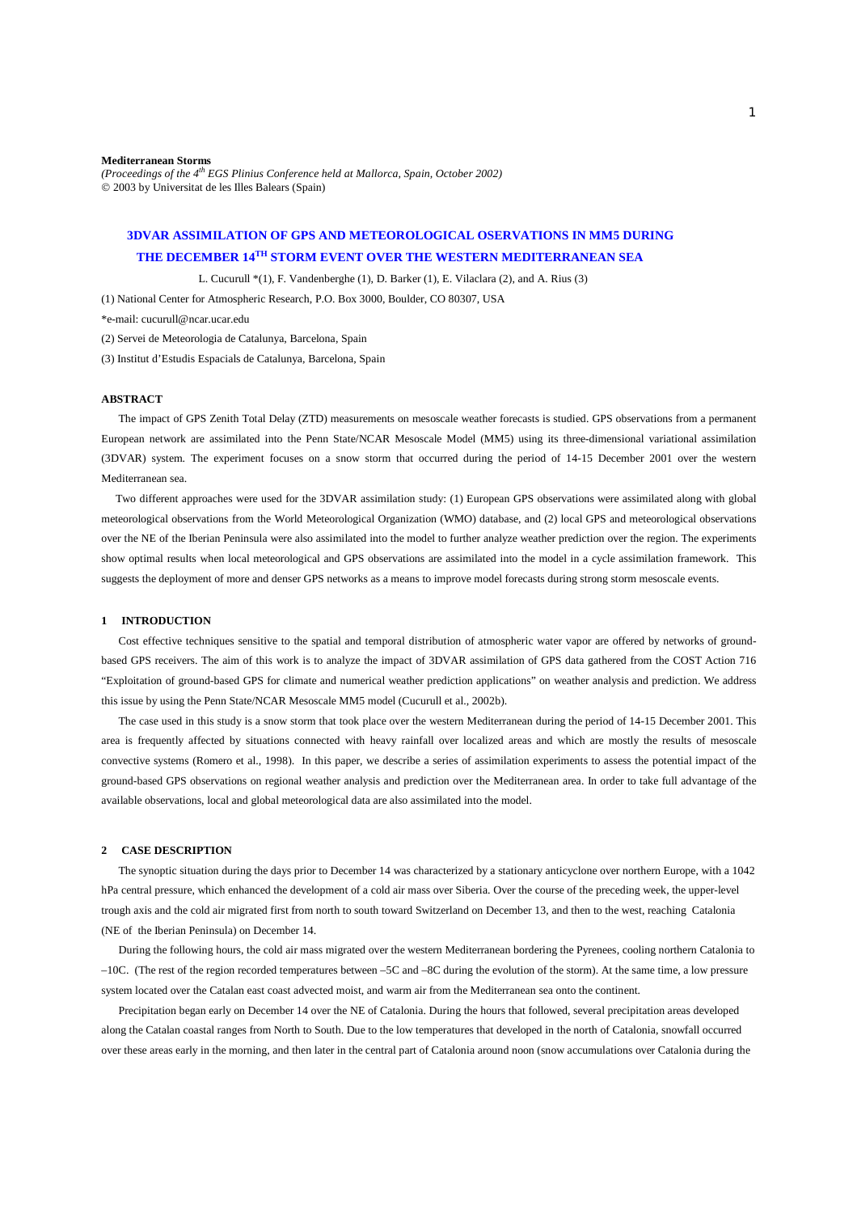**Mediterranean Storms**
*(Proceedings of the 4th EGS Plinius Conference held at Mallorca, Spain, October 2002)*
© 2003 by Universitat de les Illes Balears (Spain)

# 3DVAR ASSIMILATION OF GPS AND METEOROLOGICAL OSERVATIONS IN MM5 DURING THE DECEMBER 14TH STORM EVENT OVER THE WESTERN MEDITERRANEAN SEA

L. Cucurull *(1), F. Vandenberghe (1), D. Barker (1), E. Vilaclara (2), and A. Rius (3)

(1) National Center for Atmospheric Research, P.O. Box 3000, Boulder, CO 80307, USA

*e-mail: cucurull@ncar.ucar.edu

(2) Servei de Meteorologia de Catalunya, Barcelona, Spain

(3) Institut d'Estudis Espacials de Catalunya, Barcelona, Spain

## ABSTRACT

The impact of GPS Zenith Total Delay (ZTD) measurements on mesoscale weather forecasts is studied. GPS observations from a permanent European network are assimilated into the Penn State/NCAR Mesoscale Model (MM5) using its three-dimensional variational assimilation (3DVAR) system. The experiment focuses on a snow storm that occurred during the period of 14-15 December 2001 over the western Mediterranean sea.

Two different approaches were used for the 3DVAR assimilation study: (1) European GPS observations were assimilated along with global meteorological observations from the World Meteorological Organization (WMO) database, and (2) local GPS and meteorological observations over the NE of the Iberian Peninsula were also assimilated into the model to further analyze weather prediction over the region. The experiments show optimal results when local meteorological and GPS observations are assimilated into the model in a cycle assimilation framework. This suggests the deployment of more and denser GPS networks as a means to improve model forecasts during strong storm mesoscale events.

## 1 INTRODUCTION

Cost effective techniques sensitive to the spatial and temporal distribution of atmospheric water vapor are offered by networks of ground-based GPS receivers. The aim of this work is to analyze the impact of 3DVAR assimilation of GPS data gathered from the COST Action 716 "Exploitation of ground-based GPS for climate and numerical weather prediction applications" on weather analysis and prediction. We address this issue by using the Penn State/NCAR Mesoscale MM5 model (Cucurull et al., 2002b).

The case used in this study is a snow storm that took place over the western Mediterranean during the period of 14-15 December 2001. This area is frequently affected by situations connected with heavy rainfall over localized areas and which are mostly the results of mesoscale convective systems (Romero et al., 1998). In this paper, we describe a series of assimilation experiments to assess the potential impact of the ground-based GPS observations on regional weather analysis and prediction over the Mediterranean area. In order to take full advantage of the available observations, local and global meteorological data are also assimilated into the model.

## 2 CASE DESCRIPTION

The synoptic situation during the days prior to December 14 was characterized by a stationary anticyclone over northern Europe, with a 1042 hPa central pressure, which enhanced the development of a cold air mass over Siberia. Over the course of the preceding week, the upper-level trough axis and the cold air migrated first from north to south toward Switzerland on December 13, and then to the west, reaching Catalonia (NE of the Iberian Peninsula) on December 14.

During the following hours, the cold air mass migrated over the western Mediterranean bordering the Pyrenees, cooling northern Catalonia to –10C. (The rest of the region recorded temperatures between –5C and –8C during the evolution of the storm). At the same time, a low pressure system located over the Catalan east coast advected moist, and warm air from the Mediterranean sea onto the continent.

Precipitation began early on December 14 over the NE of Catalonia. During the hours that followed, several precipitation areas developed along the Catalan coastal ranges from North to South. Due to the low temperatures that developed in the north of Catalonia, snowfall occurred over these areas early in the morning, and then later in the central part of Catalonia around noon (snow accumulations over Catalonia during the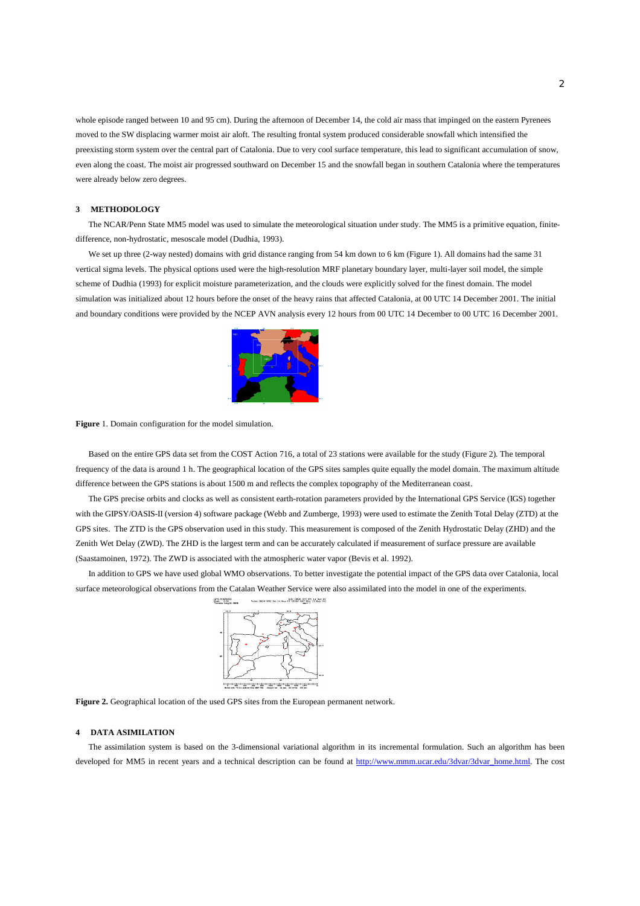whole episode ranged between 10 and 95 cm). During the afternoon of December 14, the cold air mass that impinged on the eastern Pyrenees moved to the SW displacing warmer moist air aloft. The resulting frontal system produced considerable snowfall which intensified the preexisting storm system over the central part of Catalonia. Due to very cool surface temperature, this lead to significant accumulation of snow, even along the coast. The moist air progressed southward on December 15 and the snowfall began in southern Catalonia where the temperatures were already below zero degrees.

## 3 METHODOLOGY

The NCAR/Penn State MM5 model was used to simulate the meteorological situation under study. The MM5 is a primitive equation, finite-difference, non-hydrostatic, mesoscale model (Dudhia, 1993).

We set up three (2-way nested) domains with grid distance ranging from 54 km down to 6 km (Figure 1). All domains had the same 31 vertical sigma levels. The physical options used were the high-resolution MRF planetary boundary layer, multi-layer soil model, the simple scheme of Dudhia (1993) for explicit moisture parameterization, and the clouds were explicitly solved for the finest domain. The model simulation was initialized about 12 hours before the onset of the heavy rains that affected Catalonia, at 00 UTC 14 December 2001. The initial and boundary conditions were provided by the NCEP AVN analysis every 12 hours from 00 UTC 14 December to 00 UTC 16 December 2001.

**Figure** 1. Domain configuration for the model simulation.

Based on the entire GPS data set from the COST Action 716, a total of 23 stations were available for the study (Figure 2). The temporal frequency of the data is around 1 h. The geographical location of the GPS sites samples quite equally the model domain. The maximum altitude difference between the GPS stations is about 1500 m and reflects the complex topography of the Mediterranean coast.

The GPS precise orbits and clocks as well as consistent earth-rotation parameters provided by the International GPS Service (IGS) together with the GIPSY/OASIS-II (version 4) software package (Webb and Zumberge, 1993) were used to estimate the Zenith Total Delay (ZTD) at the GPS sites. The ZTD is the GPS observation used in this study. This measurement is composed of the Zenith Hydrostatic Delay (ZHD) and the Zenith Wet Delay (ZWD). The ZHD is the largest term and can be accurately calculated if measurement of surface pressure are available (Saastamoinen, 1972). The ZWD is associated with the atmospheric water vapor (Bevis et al. 1992).

In addition to GPS we have used global WMO observations. To better investigate the potential impact of the GPS data over Catalonia, local surface meteorological observations from the Catalan Weather Service were also assimilated into the model in one of the experiments.

**Figure 2.** Geographical location of the used GPS sites from the European permanent network.

## 4 DATA ASIMILATION

The assimilation system is based on the 3-dimensional variational algorithm in its incremental formulation. Such an algorithm has been developed for MM5 in recent years and a technical description can be found at http://www.mmm.ucar.edu/3dvar/3dvar_home.html. The cost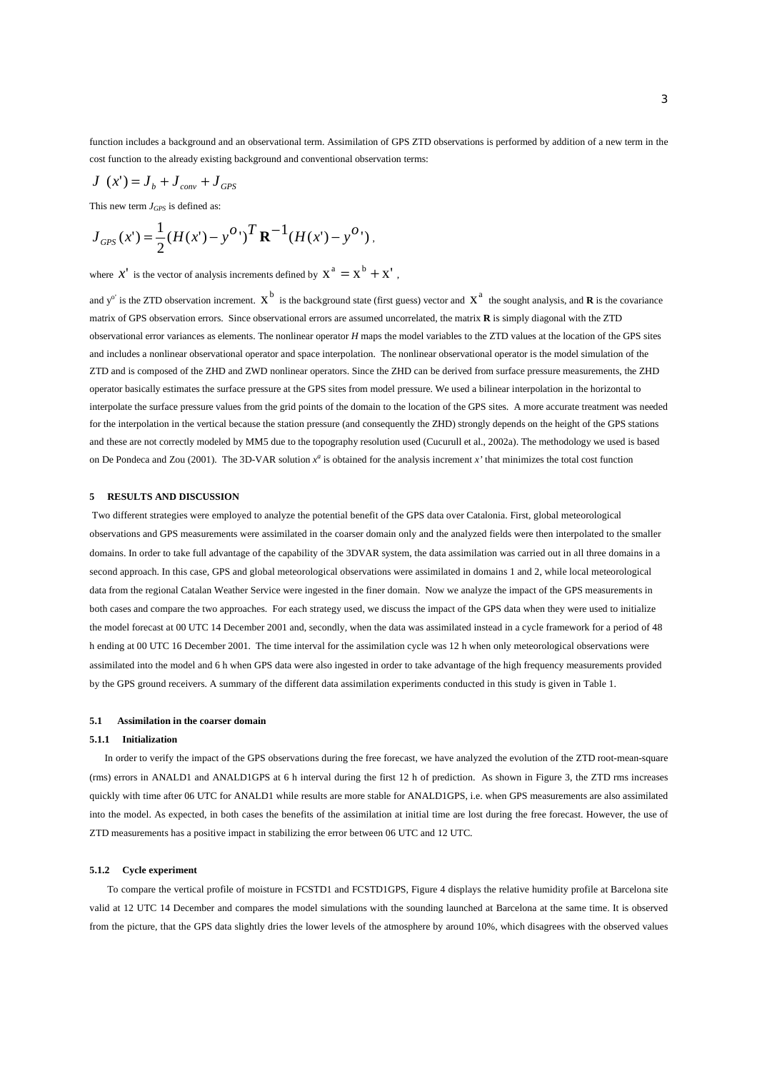function includes a background and an observational term. Assimilation of GPS ZTD observations is performed by addition of a new term in the cost function to the already existing background and conventional observation terms:

$$J(x') = J_b + J_{conv} + J_{GPS}$$

This new term $J_{GPS}$ is defined as:

$$J_{GPS}(x') = \frac{1}{2}(H(x') - y^{o}{}')^{T}\mathbf{R}^{-1}(H(x') - y^{o}{}'),$$

where $x'$ is the vector of analysis increments defined by $\mathrm{x}^{\mathrm{a}} = \mathrm{x}^{\mathrm{b}} + \mathrm{x}'$,

and $y^{o'}$ is the ZTD observation increment. $\mathrm{x}^{\mathrm{b}}$ is the background state (first guess) vector and $\mathrm{x}^{\mathrm{a}}$ the sought analysis, and **R** is the covariance matrix of GPS observation errors. Since observational errors are assumed uncorrelated, the matrix **R** is simply diagonal with the ZTD observational error variances as elements. The nonlinear operator *H* maps the model variables to the ZTD values at the location of the GPS sites and includes a nonlinear observational operator and space interpolation. The nonlinear observational operator is the model simulation of the ZTD and is composed of the ZHD and ZWD nonlinear operators. Since the ZHD can be derived from surface pressure measurements, the ZHD operator basically estimates the surface pressure at the GPS sites from model pressure. We used a bilinear interpolation in the horizontal to interpolate the surface pressure values from the grid points of the domain to the location of the GPS sites. A more accurate treatment was needed for the interpolation in the vertical because the station pressure (and consequently the ZHD) strongly depends on the height of the GPS stations and these are not correctly modeled by MM5 due to the topography resolution used (Cucurull et al., 2002a). The methodology we used is based on De Pondeca and Zou (2001). The 3D-VAR solution $x^a$ is obtained for the analysis increment $x'$ that minimizes the total cost function

## 5 RESULTS AND DISCUSSION

Two different strategies were employed to analyze the potential benefit of the GPS data over Catalonia. First, global meteorological observations and GPS measurements were assimilated in the coarser domain only and the analyzed fields were then interpolated to the smaller domains. In order to take full advantage of the capability of the 3DVAR system, the data assimilation was carried out in all three domains in a second approach. In this case, GPS and global meteorological observations were assimilated in domains 1 and 2, while local meteorological data from the regional Catalan Weather Service were ingested in the finer domain. Now we analyze the impact of the GPS measurements in both cases and compare the two approaches. For each strategy used, we discuss the impact of the GPS data when they were used to initialize the model forecast at 00 UTC 14 December 2001 and, secondly, when the data was assimilated instead in a cycle framework for a period of 48 h ending at 00 UTC 16 December 2001. The time interval for the assimilation cycle was 12 h when only meteorological observations were assimilated into the model and 6 h when GPS data were also ingested in order to take advantage of the high frequency measurements provided by the GPS ground receivers. A summary of the different data assimilation experiments conducted in this study is given in Table 1.

### 5.1 Assimilation in the coarser domain

#### 5.1.1 Initialization

In order to verify the impact of the GPS observations during the free forecast, we have analyzed the evolution of the ZTD root-mean-square (rms) errors in ANALD1 and ANALD1GPS at 6 h interval during the first 12 h of prediction. As shown in Figure 3, the ZTD rms increases quickly with time after 06 UTC for ANALD1 while results are more stable for ANALD1GPS, i.e. when GPS measurements are also assimilated into the model. As expected, in both cases the benefits of the assimilation at initial time are lost during the free forecast. However, the use of ZTD measurements has a positive impact in stabilizing the error between 06 UTC and 12 UTC.

#### 5.1.2 Cycle experiment

To compare the vertical profile of moisture in FCSTD1 and FCSTD1GPS, Figure 4 displays the relative humidity profile at Barcelona site valid at 12 UTC 14 December and compares the model simulations with the sounding launched at Barcelona at the same time. It is observed from the picture, that the GPS data slightly dries the lower levels of the atmosphere by around 10%, which disagrees with the observed values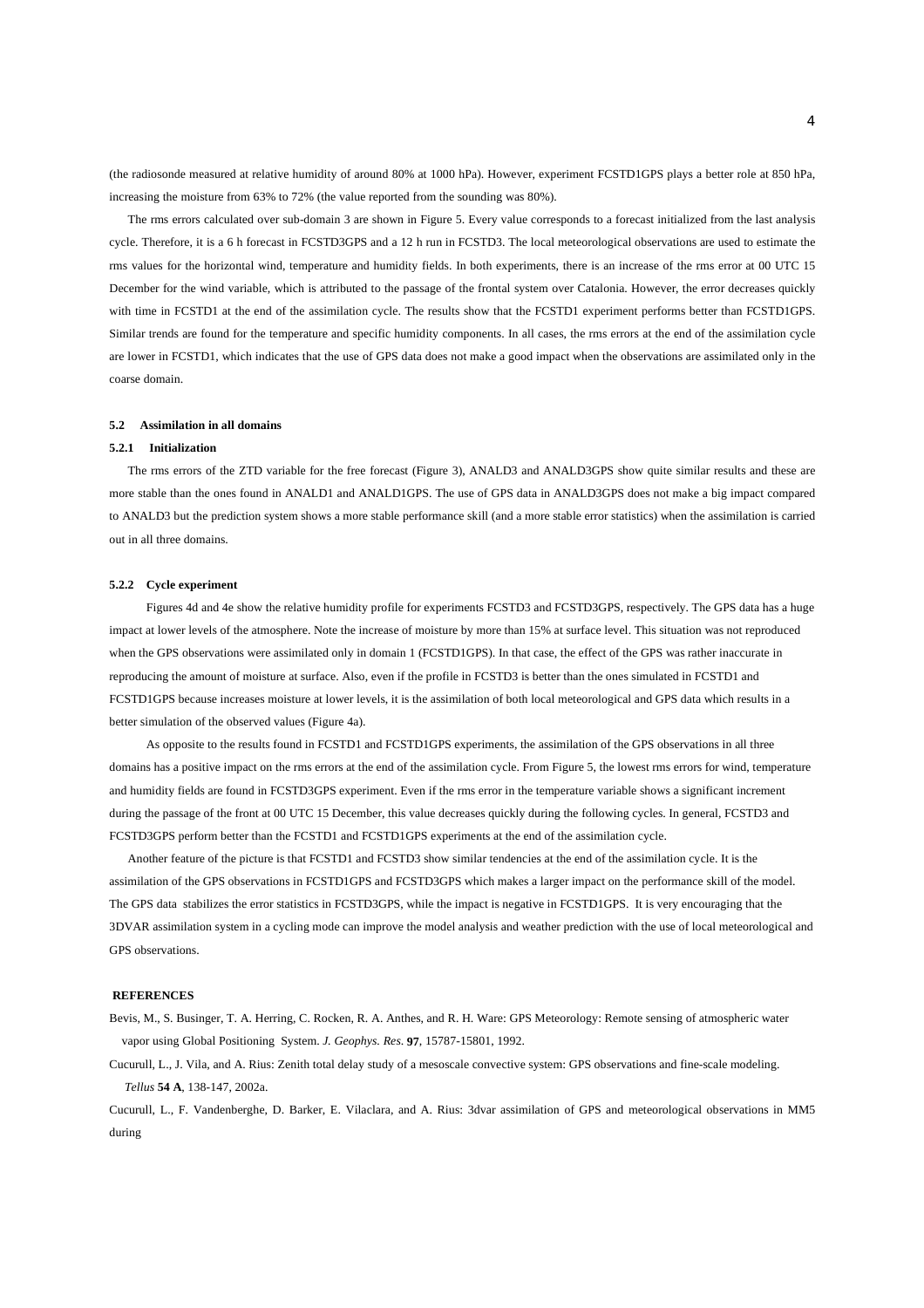(the radiosonde measured at relative humidity of around 80% at 1000 hPa). However, experiment FCSTD1GPS plays a better role at 850 hPa, increasing the moisture from 63% to 72% (the value reported from the sounding was 80%).

The rms errors calculated over sub-domain 3 are shown in Figure 5. Every value corresponds to a forecast initialized from the last analysis cycle. Therefore, it is a 6 h forecast in FCSTD3GPS and a 12 h run in FCSTD3. The local meteorological observations are used to estimate the rms values for the horizontal wind, temperature and humidity fields. In both experiments, there is an increase of the rms error at 00 UTC 15 December for the wind variable, which is attributed to the passage of the frontal system over Catalonia. However, the error decreases quickly with time in FCSTD1 at the end of the assimilation cycle. The results show that the FCSTD1 experiment performs better than FCSTD1GPS. Similar trends are found for the temperature and specific humidity components. In all cases, the rms errors at the end of the assimilation cycle are lower in FCSTD1, which indicates that the use of GPS data does not make a good impact when the observations are assimilated only in the coarse domain.

### 5.2 Assimilation in all domains

#### 5.2.1 Initialization

The rms errors of the ZTD variable for the free forecast (Figure 3), ANALD3 and ANALD3GPS show quite similar results and these are more stable than the ones found in ANALD1 and ANALD1GPS. The use of GPS data in ANALD3GPS does not make a big impact compared to ANALD3 but the prediction system shows a more stable performance skill (and a more stable error statistics) when the assimilation is carried out in all three domains.

#### 5.2.2 Cycle experiment

Figures 4d and 4e show the relative humidity profile for experiments FCSTD3 and FCSTD3GPS, respectively. The GPS data has a huge impact at lower levels of the atmosphere. Note the increase of moisture by more than 15% at surface level. This situation was not reproduced when the GPS observations were assimilated only in domain 1 (FCSTD1GPS). In that case, the effect of the GPS was rather inaccurate in reproducing the amount of moisture at surface. Also, even if the profile in FCSTD3 is better than the ones simulated in FCSTD1 and FCSTD1GPS because increases moisture at lower levels, it is the assimilation of both local meteorological and GPS data which results in a better simulation of the observed values (Figure 4a).

As opposite to the results found in FCSTD1 and FCSTD1GPS experiments, the assimilation of the GPS observations in all three domains has a positive impact on the rms errors at the end of the assimilation cycle. From Figure 5, the lowest rms errors for wind, temperature and humidity fields are found in FCSTD3GPS experiment. Even if the rms error in the temperature variable shows a significant increment during the passage of the front at 00 UTC 15 December, this value decreases quickly during the following cycles. In general, FCSTD3 and FCSTD3GPS perform better than the FCSTD1 and FCSTD1GPS experiments at the end of the assimilation cycle.

Another feature of the picture is that FCSTD1 and FCSTD3 show similar tendencies at the end of the assimilation cycle. It is the assimilation of the GPS observations in FCSTD1GPS and FCSTD3GPS which makes a larger impact on the performance skill of the model. The GPS data stabilizes the error statistics in FCSTD3GPS, while the impact is negative in FCSTD1GPS. It is very encouraging that the 3DVAR assimilation system in a cycling mode can improve the model analysis and weather prediction with the use of local meteorological and GPS observations.

### REFERENCES

Bevis, M., S. Businger, T. A. Herring, C. Rocken, R. A. Anthes, and R. H. Ware: GPS Meteorology: Remote sensing of atmospheric water vapor using Global Positioning System. *J. Geophys. Res.* **97**, 15787-15801, 1992.

Cucurull, L., J. Vila, and A. Rius: Zenith total delay study of a mesoscale convective system: GPS observations and fine-scale modeling. *Tellus* **54 A**, 138-147, 2002a.

Cucurull, L., F. Vandenberghe, D. Barker, E. Vilaclara, and A. Rius: 3dvar assimilation of GPS and meteorological observations in MM5 during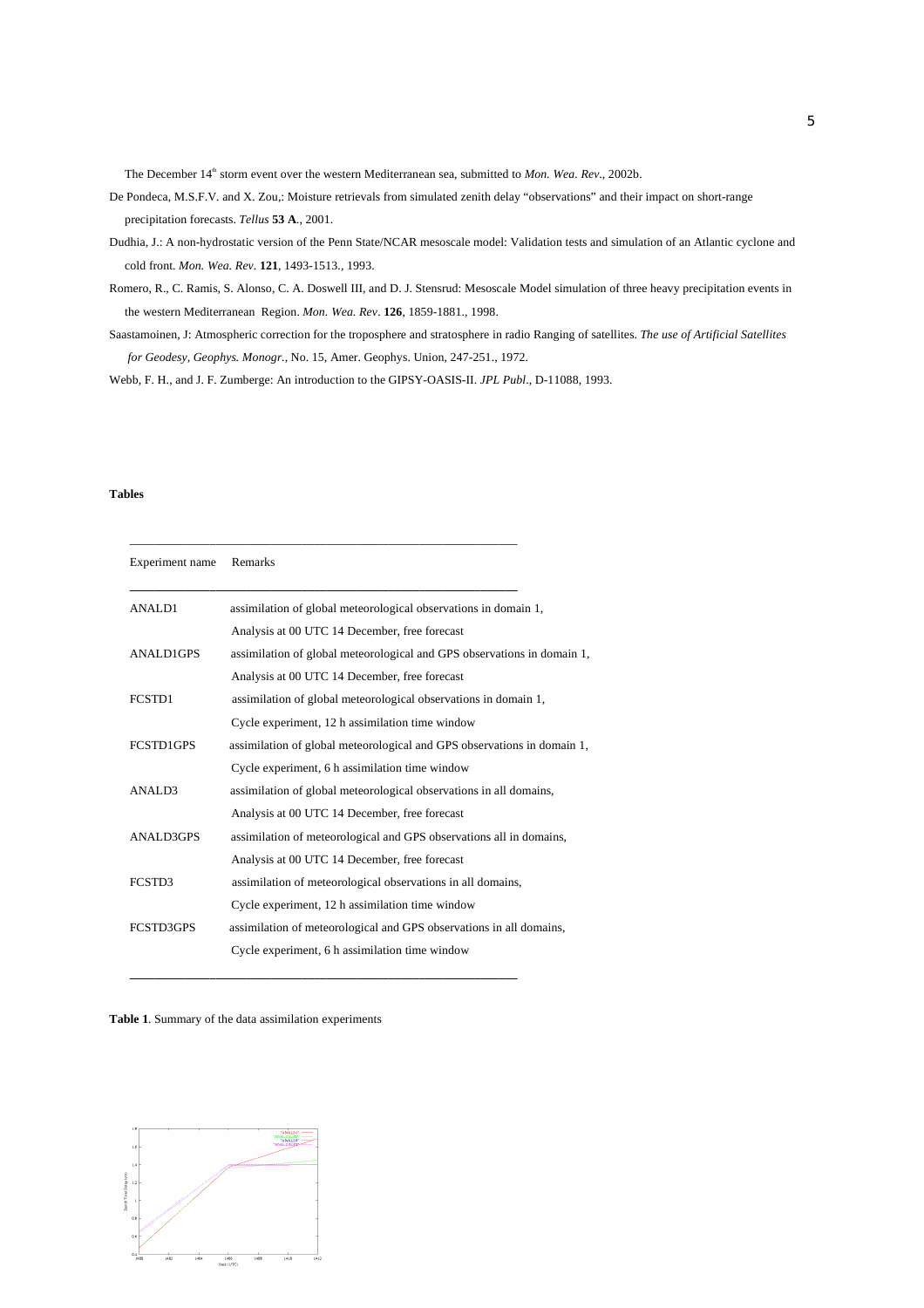The December 14th storm event over the western Mediterranean sea, submitted to *Mon. Wea. Rev*., 2002b.

De Pondeca, M.S.F.V. and X. Zou,: Moisture retrievals from simulated zenith delay "observations" and their impact on short-range precipitation forecasts. *Tellus* **53 A**., 2001.

Dudhia, J.: A non-hydrostatic version of the Penn State/NCAR mesoscale model: Validation tests and simulation of an Atlantic cyclone and cold front. *Mon. Wea. Rev*. **121**, 1493-1513., 1993.

Romero, R., C. Ramis, S. Alonso, C. A. Doswell III, and D. J. Stensrud: Mesoscale Model simulation of three heavy precipitation events in the western Mediterranean Region. *Mon. Wea. Rev*. **126**, 1859-1881., 1998.

Saastamoinen, J: Atmospheric correction for the troposphere and stratosphere in radio Ranging of satellites. *The use of Artificial Satellites for Geodesy, Geophys. Monogr.,* No. 15, Amer. Geophys. Union, 247-251., 1972.

Webb, F. H., and J. F. Zumberge: An introduction to the GIPSY-OASIS-II. *JPL Publ*., D-11088, 1993.

**Tables**

| Experiment name | Remarks |
|---|---|
| ANALD1 | assimilation of global meteorological observations in domain 1, Analysis at 00 UTC 14 December, free forecast |
| ANALD1GPS | assimilation of global meteorological and GPS observations in domain 1, Analysis at 00 UTC 14 December, free forecast |
| FCSTD1 | assimilation of global meteorological observations in domain 1, Cycle experiment, 12 h assimilation time window |
| FCSTD1GPS | assimilation of global meteorological and GPS observations in domain 1, Cycle experiment, 6 h assimilation time window |
| ANALD3 | assimilation of global meteorological observations in all domains, Analysis at 00 UTC 14 December, free forecast |
| ANALD3GPS | assimilation of meteorological and GPS observations all in domains, Analysis at 00 UTC 14 December, free forecast |
| FCSTD3 | assimilation of meteorological observations in all domains, Cycle experiment, 12 h assimilation time window |
| FCSTD3GPS | assimilation of meteorological and GPS observations in all domains, Cycle experiment, 6 h assimilation time window |

**Table 1**. Summary of the data assimilation experiments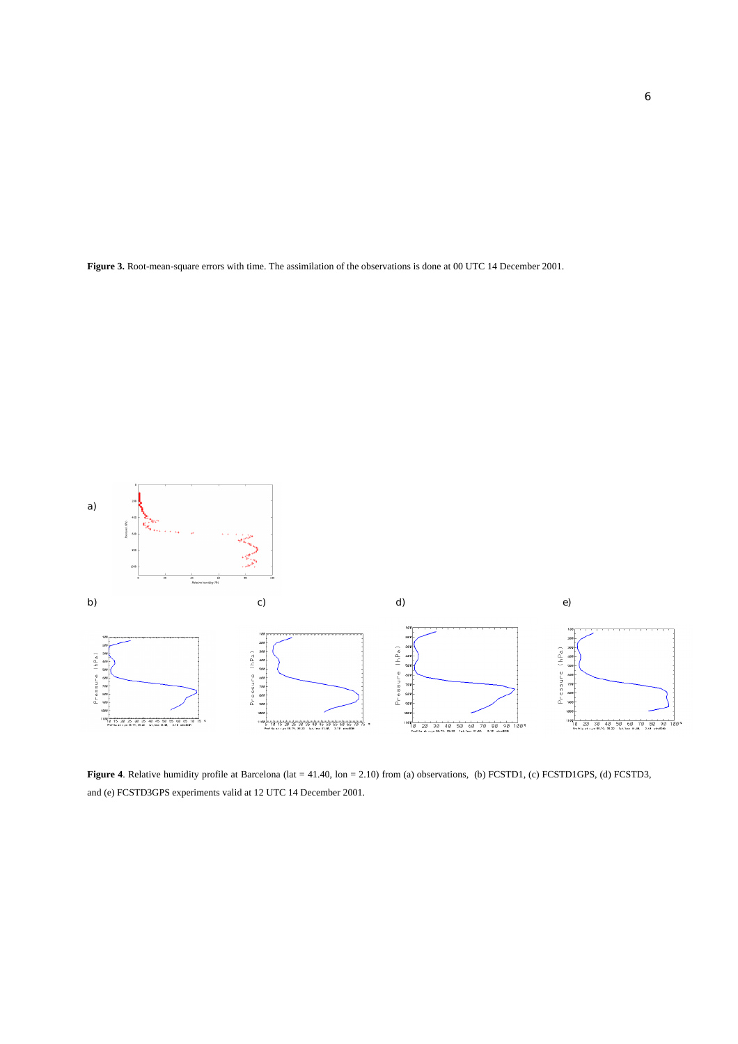**Figure 3.** Root-mean-square errors with time. The assimilation of the observations is done at 00 UTC 14 December 2001.

**Figure 4**. Relative humidity profile at Barcelona (lat = 41.40, lon = 2.10) from (a) observations, (b) FCSTD1, (c) FCSTD1GPS, (d) FCSTD3, and (e) FCSTD3GPS experiments valid at 12 UTC 14 December 2001.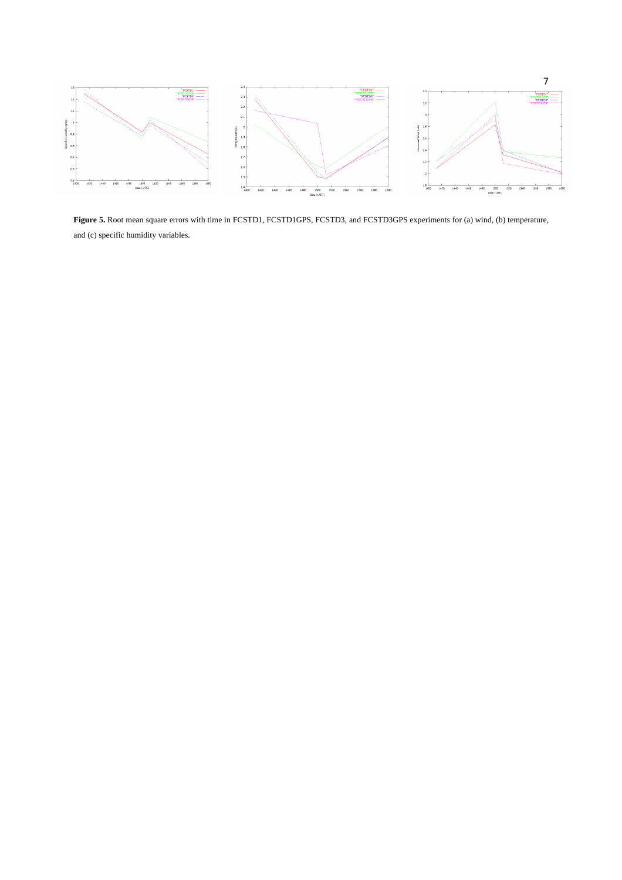"FCSTD1"
"FCSTD1GPS"
"FCSTD3"
"FCSTD3GPS"

Specific humidity (g/kg)

1.3
1.2
1.1
1
0.9
0.8
0.7
0.6
0.5

1400 1420 1440 1460 1480 1500 1520 1540 1560 1580 1600

Date (UTC)

"FCSTD1"
"FCSTD1GPS"
"FCSTD3"
"FCSTD3GPS"

Temperature (K)

2.4
2.3
2.2
2.1
2
1.9
1.8
1.7
1.6
1.5
1.4

1400 1420 1440 1460 1480 1500 1520 1540 1560 1580 1600

Date (UTC)

"FCSTD1"
"FCSTD1GPS"
"FCSTD3"
"FCSTD3GPS"

Horizontal Wind (m/s)

3.4
3.2
3
2.8
2.6
2.4
2.2
2
1.8

1400 1420 1440 1460 1480 1500 1520 1540 1560 1580 1600

Date (UTC)

**Figure 5.** Root mean square errors with time in FCSTD1, FCSTD1GPS, FCSTD3, and FCSTD3GPS experiments for (a) wind, (b) temperature, and (c) specific humidity variables.